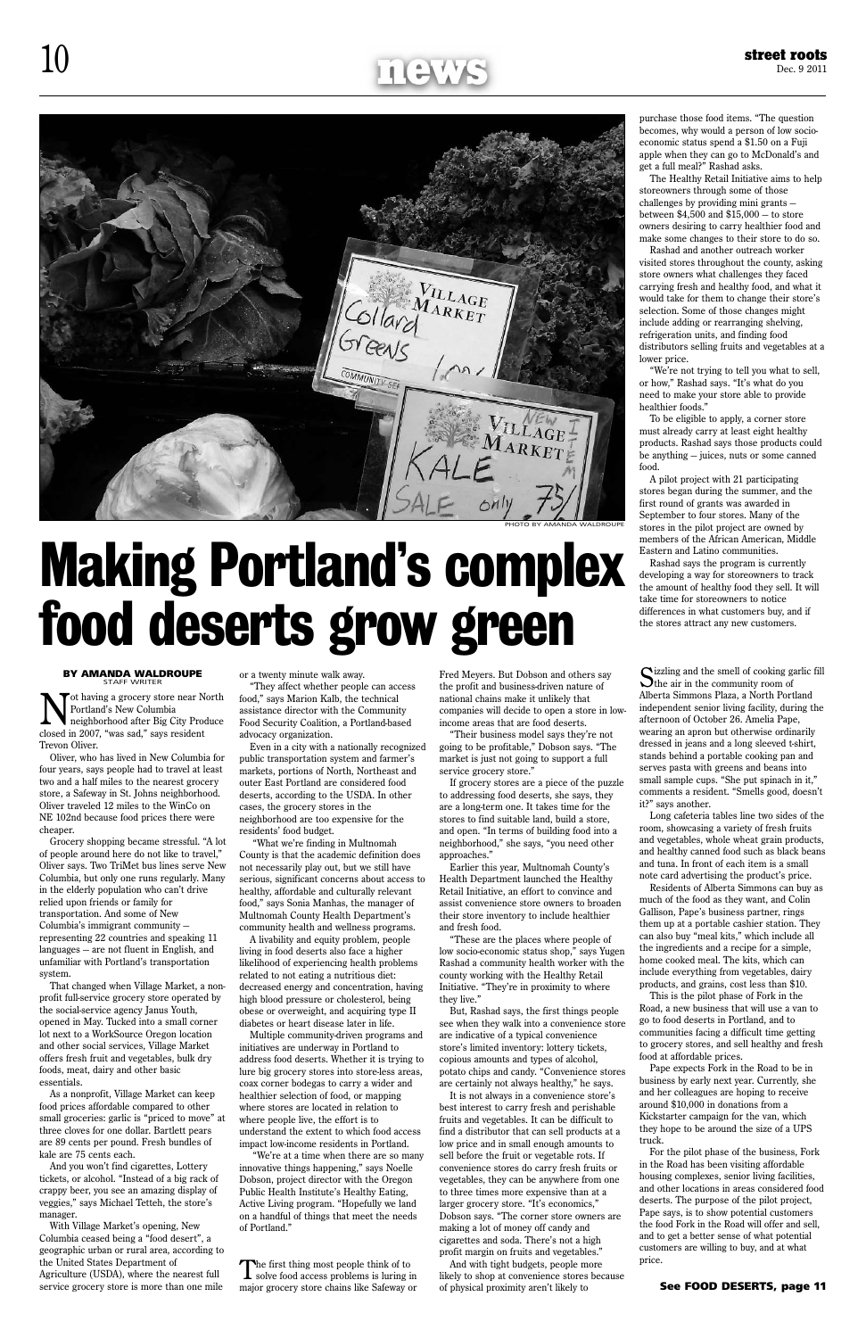PHOTO BY AMANDA WALDROUPE

# Making Portland's complex food deserts grow green

**BY AMANDA WALDROUPE**
STAFF WRITER

Not having a grocery store near North Portland's New Columbia neighborhood after Big City Produce closed in 2007, "was sad," says resident Trevon Oliver.

Oliver, who has lived in New Columbia for four years, says people had to travel at least two and a half miles to the nearest grocery store, a Safeway in St. Johns neighborhood. Oliver traveled 12 miles to the WinCo on NE 102nd because food prices there were cheaper.

Grocery shopping became stressful. "A lot of people around here do not like to travel," Oliver says. Two TriMet bus lines serve New Columbia, but only one runs regularly. Many in the elderly population who can't drive relied upon friends or family for transportation. And some of New Columbia's immigrant community — representing 22 countries and speaking 11 languages — are not fluent in English, and unfamiliar with Portland's transportation system.

That changed when Village Market, a non-profit full-service grocery store operated by the social-service agency Janus Youth, opened in May. Tucked into a small corner lot next to a WorkSource Oregon location and other social services, Village Market offers fresh fruit and vegetables, bulk dry foods, meat, dairy and other basic essentials.

As a nonprofit, Village Market can keep food prices affordable compared to other small groceries: garlic is "priced to move" at three cloves for one dollar. Bartlett pears are 89 cents per pound. Fresh bundles of kale are 75 cents each.

And you won't find cigarettes, Lottery tickets, or alcohol. "Instead of a big rack of crappy beer, you see an amazing display of veggies," says Michael Tetteh, the store's manager.

With Village Market's opening, New Columbia ceased being a "food desert", a geographic urban or rural area, according to the United States Department of Agriculture (USDA), where the nearest full service grocery store is more than one mile or a twenty minute walk away.

"They affect whether people can access food," says Marion Kalb, the technical assistance director with the Community Food Security Coalition, a Portland-based advocacy organization.

Even in a city with a nationally recognized public transportation system and farmer's markets, portions of North, Northeast and outer East Portland are considered food deserts, according to the USDA. In other cases, the grocery stores in the neighborhood are too expensive for the residents' food budget.

"What we're finding in Multnomah County is that the academic definition does not necessarily play out, but we still have serious, significant concerns about access to healthy, affordable and culturally relevant food," says Sonia Manhas, the manager of Multnomah County Health Department's community health and wellness programs.

A livability and equity problem, people living in food deserts also face a higher likelihood of experiencing health problems related to not eating a nutritious diet: decreased energy and concentration, having high blood pressure or cholesterol, being obese or overweight, and acquiring type II diabetes or heart disease later in life.

Multiple community-driven programs and initiatives are underway in Portland to address food deserts. Whether it is trying to lure big grocery stores into store-less areas, coax corner bodegas to carry a wider and healthier selection of food, or mapping where stores are located in relation to where people live, the effort is to understand the extent to which food access impact low-income residents in Portland.

"We're at a time when there are so many innovative things happening," says Noelle Dobson, project director with the Oregon Public Health Institute's Healthy Eating, Active Living program. "Hopefully we land on a handful of things that meet the needs of Portland."

The first thing most people think of to solve food access problems is luring in major grocery store chains like Safeway or Fred Meyers. But Dobson and others say the profit and business-driven nature of national chains make it unlikely that companies will decide to open a store in low-income areas that are food deserts.

"Their business model says they're not going to be profitable," Dobson says. "The market is just not going to support a full service grocery store."

If grocery stores are a piece of the puzzle to addressing food deserts, she says, they are a long-term one. It takes time for the stores to find suitable land, build a store, and open. "In terms of building food into a neighborhood," she says, "you need other approaches."

Earlier this year, Multnomah County's Health Department launched the Healthy Retail Initiative, an effort to convince and assist convenience store owners to broaden their store inventory to include healthier and fresh food.

"These are the places where people of low socio-economic status shop," says Yugen Rashad a community health worker with the county working with the Healthy Retail Initiative. "They're in proximity to where they live."

But, Rashad says, the first things people see when they walk into a convenience store are indicative of a typical convenience store's limited inventory: lottery tickets, copious amounts and types of alcohol, potato chips and candy. "Convenience stores are certainly not always healthy," he says.

It is not always in a convenience store's best interest to carry fresh and perishable fruits and vegetables. It can be difficult to find a distributor that can sell products at a low price and in small enough amounts to sell before the fruit or vegetable rots. If convenience stores do carry fresh fruits or vegetables, they can be anywhere from one to three times more expensive than at a larger grocery store. "It's economics," Dobson says. "The corner store owners are making a lot of money off candy and cigarettes and soda. There's not a high profit margin on fruits and vegetables."

And with tight budgets, people more likely to shop at convenience stores because of physical proximity aren't likely to purchase those food items. "The question becomes, why would a person of low socio-economic status spend a $1.50 on a Fuji apple when they can go to McDonald's and get a full meal?" Rashad asks.

The Healthy Retail Initiative aims to help storeowners through some of those challenges by providing mini grants — between $4,500 and $15,000 — to store owners desiring to carry healthier food and make some changes to their store to do so.

Rashad and another outreach worker visited stores throughout the county, asking store owners what challenges they faced carrying fresh and healthy food, and what it would take for them to change their store's selection. Some of those changes might include adding or rearranging shelving, refrigeration units, and finding food distributors selling fruits and vegetables at a lower price.

"We're not trying to tell you what to sell, or how," Rashad says. "It's what do you need to make your store able to provide healthier foods."

To be eligible to apply, a corner store must already carry at least eight healthy products. Rashad says those products could be anything — juices, nuts or some canned food.

A pilot project with 21 participating stores began during the summer, and the first round of grants was awarded in September to four stores. Many of the stores in the pilot project are owned by members of the African American, Middle Eastern and Latino communities.

Rashad says the program is currently developing a way for storeowners to track the amount of healthy food they sell. It will take time for storeowners to notice differences in what customers buy, and if the stores attract any new customers.

Sizzling and the smell of cooking garlic fill the air in the community room of Alberta Simmons Plaza, a North Portland independent senior living facility, during the afternoon of October 26. Amelia Pape, wearing an apron but otherwise ordinarily dressed in jeans and a long sleeved t-shirt, stands behind a portable cooking pan and serves pasta with greens and beans into small sample cups. "She put spinach in it," comments a resident. "Smells good, doesn't it?" says another.

Long cafeteria tables line two sides of the room, showcasing a variety of fresh fruits and vegetables, whole wheat grain products, and healthy canned food such as black beans and tuna. In front of each item is a small note card advertising the product's price.

Residents of Alberta Simmons can buy as much of the food as they want, and Colin Gallison, Pape's business partner, rings them up at a portable cashier station. They can also buy "meal kits," which include all the ingredients and a recipe for a simple, home cooked meal. The kits, which can include everything from vegetables, dairy products, and grains, cost less than $10.

This is the pilot phase of Fork in the Road, a new business that will use a van to go to food deserts in Portland, and to communities facing a difficult time getting to grocery stores, and sell healthy and fresh food at affordable prices.

Pape expects Fork in the Road to be in business by early next year. Currently, she and her colleagues are hoping to receive around $10,000 in donations from a Kickstarter campaign for the van, which they hope to be around the size of a UPS truck.

For the pilot phase of the business, Fork in the Road has been visiting affordable housing complexes, senior living facilities, and other locations in areas considered food deserts. The purpose of the pilot project, Pape says, is to show potential customers the food Fork in the Road will offer and sell, and to get a better sense of what potential customers are willing to buy, and at what price.

**See FOOD DESERTS, page 11**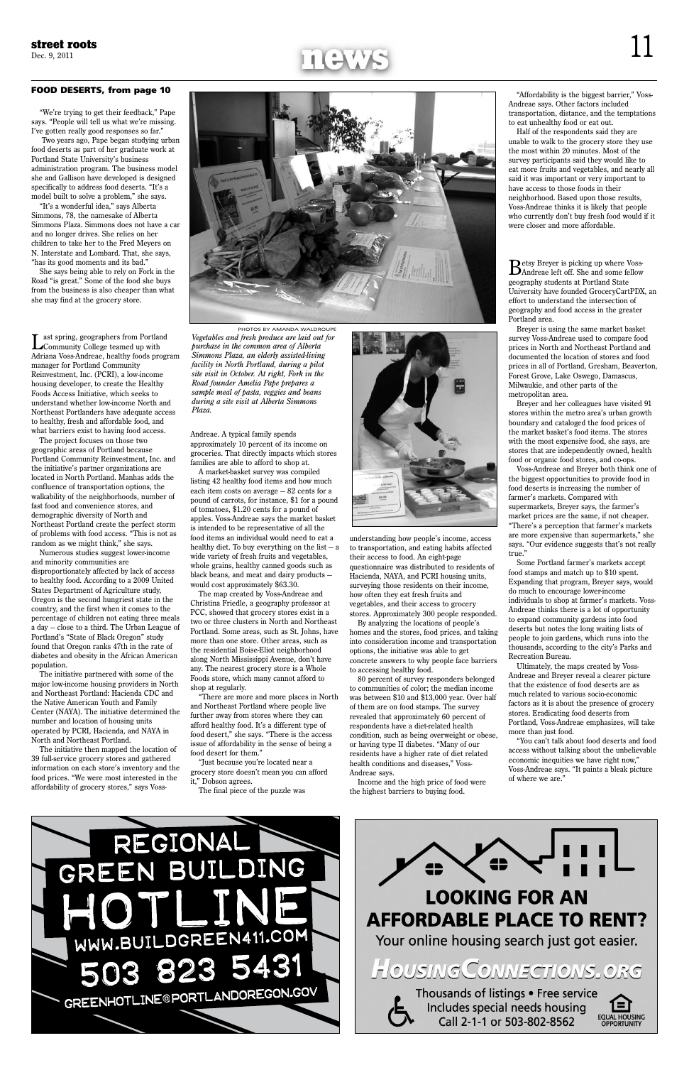**FOOD DESERTS, from page 10**

"We're trying to get their feedback," Pape says. "People will tell us what we're missing. I've gotten really good responses so far."

Two years ago, Pape began studying urban food deserts as part of her graduate work at Portland State University's business administration program. The business model she and Gallison have developed is designed specifically to address food deserts. "It's a model built to solve a problem," she says.

"It's a wonderful idea," says Alberta Simmons, 78, the namesake of Alberta Simmons Plaza. Simmons does not have a car and no longer drives. She relies on her children to take her to the Fred Meyers on N. Interstate and Lombard. That, she says, "has its good moments and its bad."

She says being able to rely on Fork in the Road "is great." Some of the food she buys from the business is also cheaper than what she may find at the grocery store.

PHOTOS BY AMANDA WALDROUPE

*Vegetables and fresh produce are laid out for purchase in the common area of Alberta Simmons Plaza, an elderly assisted-living facility in North Portland, during a pilot site visit in October. At right, Fork in the Road founder Amelia Pape prepares a sample meal of pasta, veggies and beans during a site visit at Alberta Simmons Plaza.*

Last spring, geographers from Portland Community College teamed up with Adriana Voss-Andreae, healthy foods program manager for Portland Community Reinvestment, Inc. (PCRI), a low-income housing developer, to create the Healthy Foods Access Initiative, which seeks to understand whether low-income North and Northeast Portlanders have adequate access to healthy, fresh and affordable food, and what barriers exist to having food access.

The project focuses on those two geographic areas of Portland because Portland Community Reinvestment, Inc. and the initiative's partner organizations are located in North Portland. Manhas adds the confluence of transportation options, the walkability of the neighborhoods, number of fast food and convenience stores, and demographic diversity of North and Northeast Portland create the perfect storm of problems with food access. "This is not as random as we might think," she says.

Numerous studies suggest lower-income and minority communities are disproportionately affected by lack of access to healthy food. According to a 2009 United States Department of Agriculture study, Oregon is the second hungriest state in the country, and the first when it comes to the percentage of children not eating three meals a day — close to a third. The Urban League of Portland's "State of Black Oregon" study found that Oregon ranks 47th in the rate of diabetes and obesity in the African American population.

The initiative partnered with some of the major low-income housing providers in North and Northeast Portland: Hacienda CDC and the Native American Youth and Family Center (NAYA). The initiative determined the number and location of housing units operated by PCRI, Hacienda, and NAYA in North and Northeast Portland.

The initiative then mapped the location of 39 full-service grocery stores and gathered information on each store's inventory and the food prices. "We were most interested in the affordability of grocery stores," says Voss-Andreae. A typical family spends approximately 10 percent of its income on groceries. That directly impacts which stores families are able to afford to shop at.

A market-basket survey was compiled listing 42 healthy food items and how much each item costs on average — 82 cents for a pound of carrots, for instance, $1 for a pound of tomatoes, $1.20 cents for a pound of apples. Voss-Andreae says the market basket is intended to be representative of all the food items an individual would need to eat a healthy diet. To buy everything on the list — a wide variety of fresh fruits and vegetables, whole grains, healthy canned goods such as black beans, and meat and dairy products — would cost approximately $63.30.

The map created by Voss-Andreae and Christina Friedle, a geography professor at PCC, showed that grocery stores exist in a two or three clusters in North and Northeast Portland. Some areas, such as St. Johns, have more than one store. Other areas, such as the residential Boise-Eliot neighborhood along North Mississippi Avenue, don't have any. The nearest grocery store is a Whole Foods store, which many cannot afford to shop at regularly.

"There are more and more places in North and Northeast Portland where people live further away from stores where they can afford healthy food. It's a different type of food desert," she says. "There is the access issue of affordability in the sense of being a food desert for them."

"Just because you're located near a grocery store doesn't mean you can afford it," Dobson agrees.

The final piece of the puzzle was understanding how people's income, access to transportation, and eating habits affected their access to food. An eight-page questionnaire was distributed to residents of Hacienda, NAYA, and PCRI housing units, surveying those residents on their income, how often they eat fresh fruits and vegetables, and their access to grocery stores. Approximately 300 people responded.

By analyzing the locations of people's homes and the stores, food prices, and taking into consideration income and transportation options, the initiative was able to get concrete answers to why people face barriers to accessing healthy food.

80 percent of survey responders belonged to communities of color; the median income was between $10 and $13,000 year. Over half of them are on food stamps. The survey revealed that approximately 60 percent of respondents have a diet-related health condition, such as being overweight or obese, or having type II diabetes. "Many of our residents have a higher rate of diet related health conditions and diseases," Voss-Andreae says.

Income and the high price of food were the highest barriers to buying food.

"Affordability is the biggest barrier," Voss-Andreae says. Other factors included transportation, distance, and the temptations to eat unhealthy food or eat out.

Half of the respondents said they are unable to walk to the grocery store they use the most within 20 minutes. Most of the survey participants said they would like to eat more fruits and vegetables, and nearly all said it was important or very important to have access to those foods in their neighborhood. Based upon those results, Voss-Andreae thinks it is likely that people who currently don't buy fresh food would if it were closer and more affordable.

Betsy Breyer is picking up where Voss-Andreae left off. She and some fellow geography students at Portland State University have founded GroceryCartPDX, an effort to understand the intersection of geography and food access in the greater Portland area.

Breyer is using the same market basket survey Voss-Andreae used to compare food prices in North and Northeast Portland and documented the location of stores and food prices in all of Portland, Gresham, Beaverton, Forest Grove, Lake Oswego, Damascus, Milwaukie, and other parts of the metropolitan area.

Breyer and her colleagues have visited 91 stores within the metro area's urban growth boundary and cataloged the food prices of the market basket's food items. The stores with the most expensive food, she says, are stores that are independently owned, health food or organic food stores, and co-ops.

Voss-Andreae and Breyer both think one of the biggest opportunities to provide food in food deserts is increasing the number of farmer's markets. Compared with supermarkets, Breyer says, the farmer's market prices are the same, if not cheaper. "There's a perception that farmer's markets are more expensive than supermarkets," she says. "Our evidence suggests that's not really true."

Some Portland farmer's markets accept food stamps and match up to $10 spent. Expanding that program, Breyer says, would do much to encourage lower-income individuals to shop at farmer's markets. Voss-Andreae thinks there is a lot of opportunity to expand community gardens into food deserts but notes the long waiting lists of people to join gardens, which runs into the thousands, according to the city's Parks and Recreation Bureau.

Ultimately, the maps created by Voss-Andreae and Breyer reveal a clearer picture that the existence of food deserts are as much related to various socio-economic factors as it is about the presence of grocery stores. Eradicating food deserts from Portland, Voss-Andreae emphasizes, will take more than just food.

"You can't talk about food deserts and food access without talking about the unbelievable economic inequities we have right now," Voss-Andreae says. "It paints a bleak picture of where we are."

REGIONAL GREEN BUILDING HOTLINE
WWW.BUILDGREEN411.COM
503 823 5431
GREENHOTLINE@PORTLANDOREGON.GOV

LOOKING FOR AN AFFORDABLE PLACE TO RENT?
Your online housing search just got easier.
HOUSINGCONNECTIONS.ORG
Thousands of listings • Free service
Includes special needs housing
Call 2-1-1 or 503-802-8562
EQUAL HOUSING OPPORTUNITY